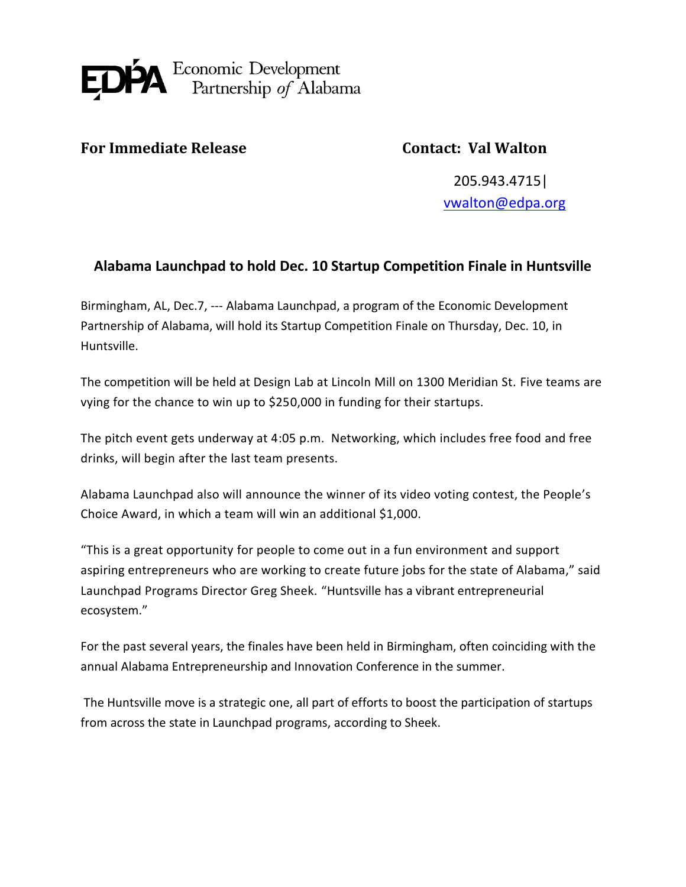EDPA Economic Development Partnership *of* Alabama

**For Immediate Release** **Contact: Val Walton**

205.943.4715|
vwalton@edpa.org

## Alabama Launchpad to hold Dec. 10 Startup Competition Finale in Huntsville

Birmingham, AL, Dec.7, --- Alabama Launchpad, a program of the Economic Development Partnership of Alabama, will hold its Startup Competition Finale on Thursday, Dec. 10, in Huntsville.

The competition will be held at Design Lab at Lincoln Mill on 1300 Meridian St. Five teams are vying for the chance to win up to $250,000 in funding for their startups.

The pitch event gets underway at 4:05 p.m. Networking, which includes free food and free drinks, will begin after the last team presents.

Alabama Launchpad also will announce the winner of its video voting contest, the People's Choice Award, in which a team will win an additional $1,000.

"This is a great opportunity for people to come out in a fun environment and support aspiring entrepreneurs who are working to create future jobs for the state of Alabama," said Launchpad Programs Director Greg Sheek. "Huntsville has a vibrant entrepreneurial ecosystem."

For the past several years, the finales have been held in Birmingham, often coinciding with the annual Alabama Entrepreneurship and Innovation Conference in the summer.

The Huntsville move is a strategic one, all part of efforts to boost the participation of startups from across the state in Launchpad programs, according to Sheek.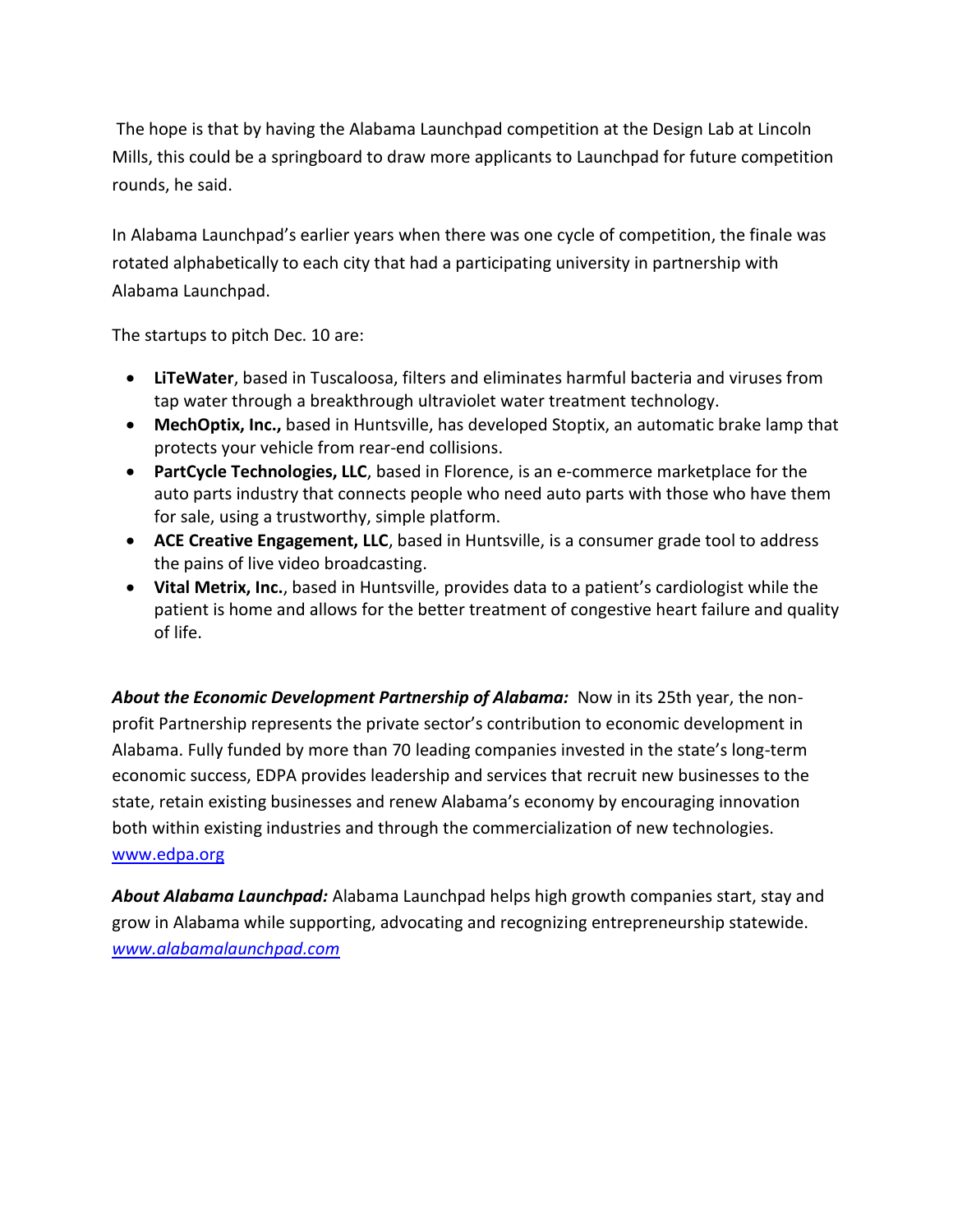The hope is that by having the Alabama Launchpad competition at the Design Lab at Lincoln Mills, this could be a springboard to draw more applicants to Launchpad for future competition rounds, he said.

In Alabama Launchpad's earlier years when there was one cycle of competition, the finale was rotated alphabetically to each city that had a participating university in partnership with Alabama Launchpad.

The startups to pitch Dec. 10 are:

- **LiTeWater**, based in Tuscaloosa, filters and eliminates harmful bacteria and viruses from tap water through a breakthrough ultraviolet water treatment technology.
- **MechOptix, Inc.,** based in Huntsville, has developed Stoptix, an automatic brake lamp that protects your vehicle from rear-end collisions.
- **PartCycle Technologies, LLC**, based in Florence, is an e-commerce marketplace for the auto parts industry that connects people who need auto parts with those who have them for sale, using a trustworthy, simple platform.
- **ACE Creative Engagement, LLC**, based in Huntsville, is a consumer grade tool to address the pains of live video broadcasting.
- **Vital Metrix, Inc.**, based in Huntsville, provides data to a patient's cardiologist while the patient is home and allows for the better treatment of congestive heart failure and quality of life.

***About the Economic Development Partnership of Alabama:*** Now in its 25th year, the non-profit Partnership represents the private sector's contribution to economic development in Alabama. Fully funded by more than 70 leading companies invested in the state's long-term economic success, EDPA provides leadership and services that recruit new businesses to the state, retain existing businesses and renew Alabama's economy by encouraging innovation both within existing industries and through the commercialization of new technologies. www.edpa.org

***About Alabama Launchpad:*** Alabama Launchpad helps high growth companies start, stay and grow in Alabama while supporting, advocating and recognizing entrepreneurship statewide. *www.alabamalaunchpad.com*